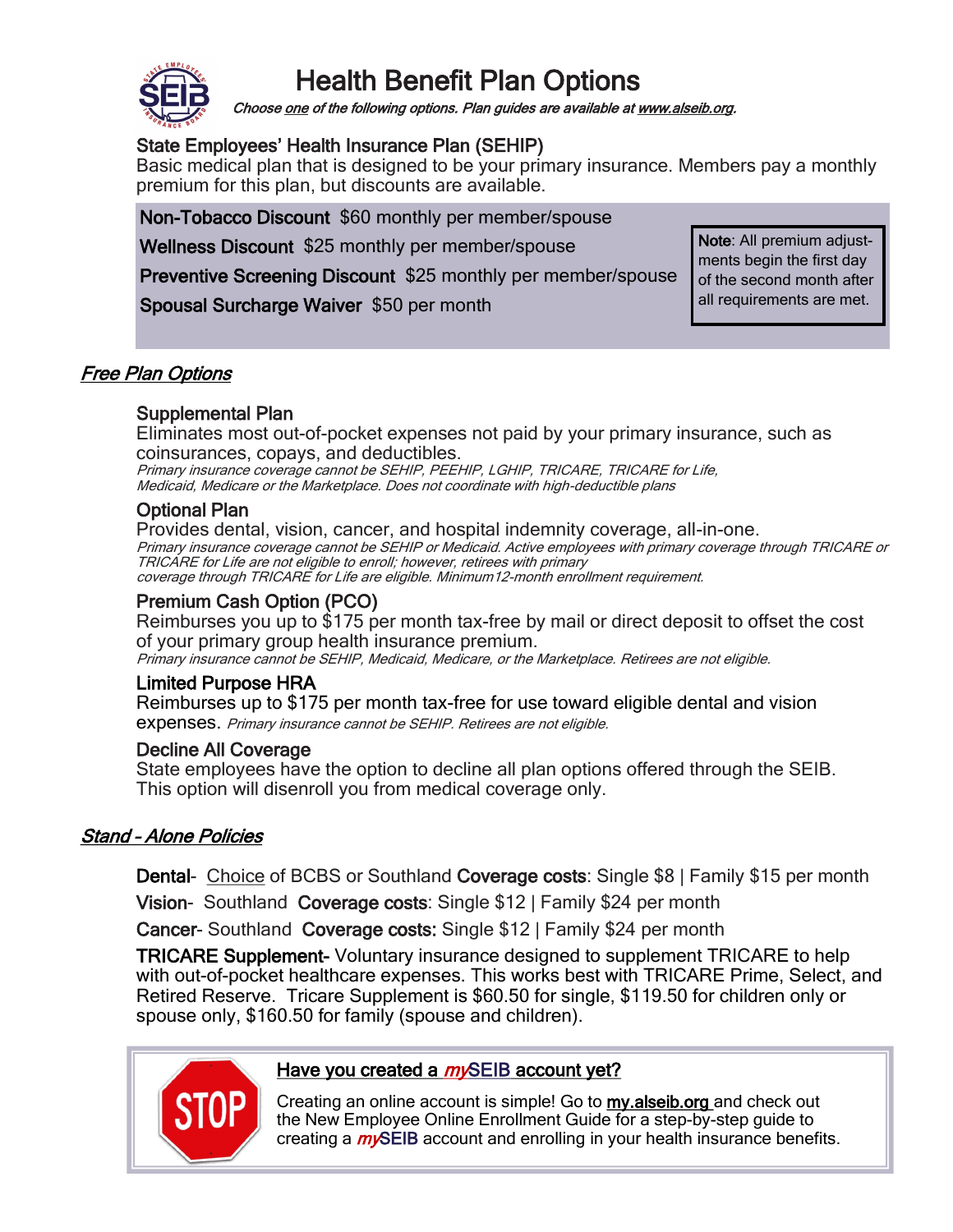# Health Benefit Plan Options

*Choose one of the following options. Plan guides are available at www.alseib.org.*

### State Employees' Health Insurance Plan (SEHIP)

Basic medical plan that is designed to be your primary insurance. Members pay a monthly premium for this plan, but discounts are available.

**Non-Tobacco Discount** $60 monthly per member/spouse

**Wellness Discount** $25 monthly per member/spouse

**Preventive Screening Discount** $25 monthly per member/spouse

**Spousal Surcharge Waiver** $50 per month

> **Note**: All premium adjustments begin the first day of the second month after all requirements are met.

## *Free Plan Options*

### Supplemental Plan

Eliminates most out-of-pocket expenses not paid by your primary insurance, such as coinsurances, copays, and deductibles.

*Primary insurance coverage cannot be SEHIP, PEEHIP, LGHIP, TRICARE, TRICARE for Life, Medicaid, Medicare or the Marketplace. Does not coordinate with high-deductible plans*

### Optional Plan

Provides dental, vision, cancer, and hospital indemnity coverage, all-in-one.

*Primary insurance coverage cannot be SEHIP or Medicaid. Active employees with primary coverage through TRICARE or TRICARE for Life are not eligible to enroll; however, retirees with primary coverage through TRICARE for Life are eligible. Minimum12-month enrollment requirement.*

### Premium Cash Option (PCO)

Reimburses you up to $175 per month tax-free by mail or direct deposit to offset the cost of your primary group health insurance premium.

*Primary insurance cannot be SEHIP, Medicaid, Medicare, or the Marketplace. Retirees are not eligible.*

### Limited Purpose HRA

Reimburses up to $175 per month tax-free for use toward eligible dental and vision expenses. *Primary insurance cannot be SEHIP. Retirees are not eligible.*

### Decline All Coverage

State employees have the option to decline all plan options offered through the SEIB. This option will disenroll you from medical coverage only.

## *Stand - Alone Policies*

**Dental**- Choice of BCBS or Southland **Coverage costs**: Single $8 | Family $15 per month

**Vision**- Southland **Coverage costs**: Single $12 | Family $24 per month

**Cancer**- Southland **Coverage costs:** Single $12 | Family $24 per month

**TRICARE Supplement-** Voluntary insurance designed to supplement TRICARE to help with out-of-pocket healthcare expenses. This works best with TRICARE Prime, Select, and Retired Reserve. Tricare Supplement is $60.50 for single, $119.50 for children only or spouse only, $160.50 for family (spouse and children).

### Have you created a *my*SEIB account yet?

Creating an online account is simple! Go to **my.alseib.org** and check out the New Employee Online Enrollment Guide for a step-by-step guide to creating a *my*SEIB account and enrolling in your health insurance benefits.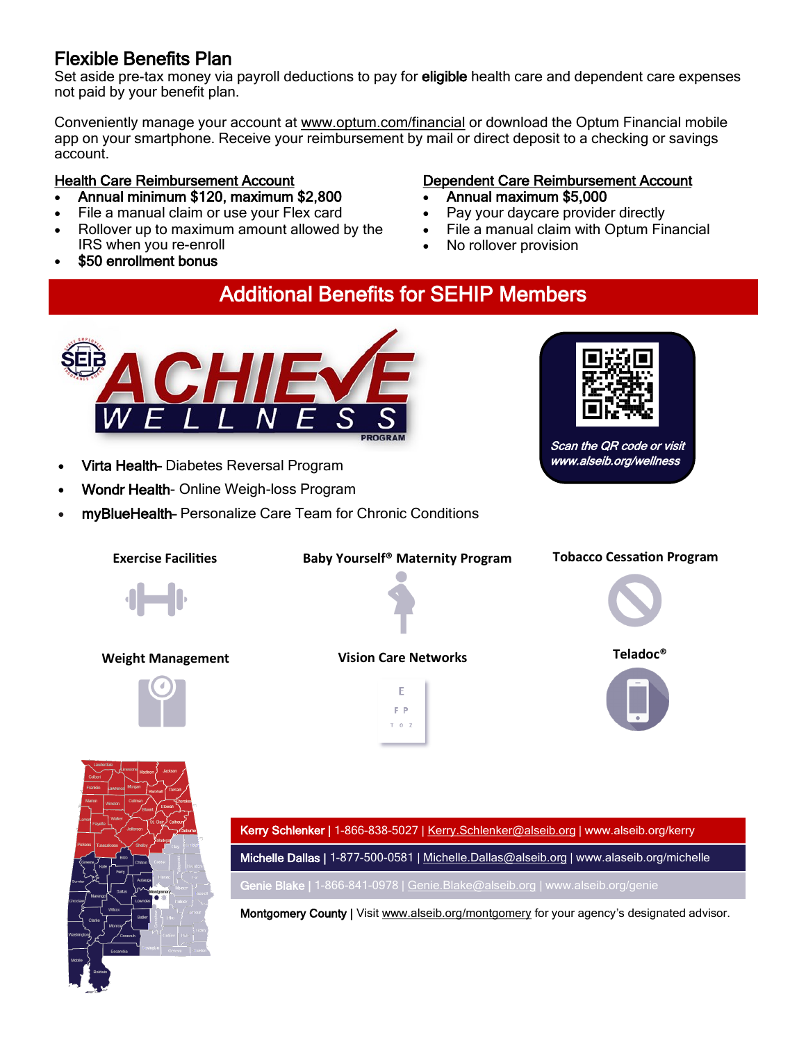## Flexible Benefits Plan

Set aside pre-tax money via payroll deductions to pay for **eligible** health care and dependent care expenses not paid by your benefit plan.

Conveniently manage your account at www.optum.com/financial or download the Optum Financial mobile app on your smartphone. Receive your reimbursement by mail or direct deposit to a checking or savings account.

### Health Care Reimbursement Account

- **Annual minimum $120, maximum $2,800**
- File a manual claim or use your Flex card
- Rollover up to maximum amount allowed by the IRS when you re-enroll
- **$50 enrollment bonus**

### Dependent Care Reimbursement Account

- **Annual maximum $5,000**
- Pay your daycare provider directly
- File a manual claim with Optum Financial
- No rollover provision

## Additional Benefits for SEHIP Members

SEIB ACHIEVE WELLNESS PROGRAM

*Scan the QR code or visit www.alseib.org/wellness*

- **Virta Health**- Diabetes Reversal Program
- **Wondr Health**- Online Weigh-loss Program
- **myBlueHealth**- Personalize Care Team for Chronic Conditions

**Exercise Facilities**

**Baby Yourself® Maternity Program**

**Tobacco Cessation Program**

**Weight Management**

**Vision Care Networks**

**Teladoc®**

**Kerry Schlenker** | 1-866-838-5027 | Kerry.Schlenker@alseib.org | www.alseib.org/kerry

**Michelle Dallas** | 1-877-500-0581 | Michelle.Dallas@alseib.org | www.alaseib.org/michelle

**Genie Blake** | 1-866-841-0978 | Genie.Blake@alseib.org | www.alseib.org/genie

**Montgomery County** | Visit www.alseib.org/montgomery for your agency's designated advisor.